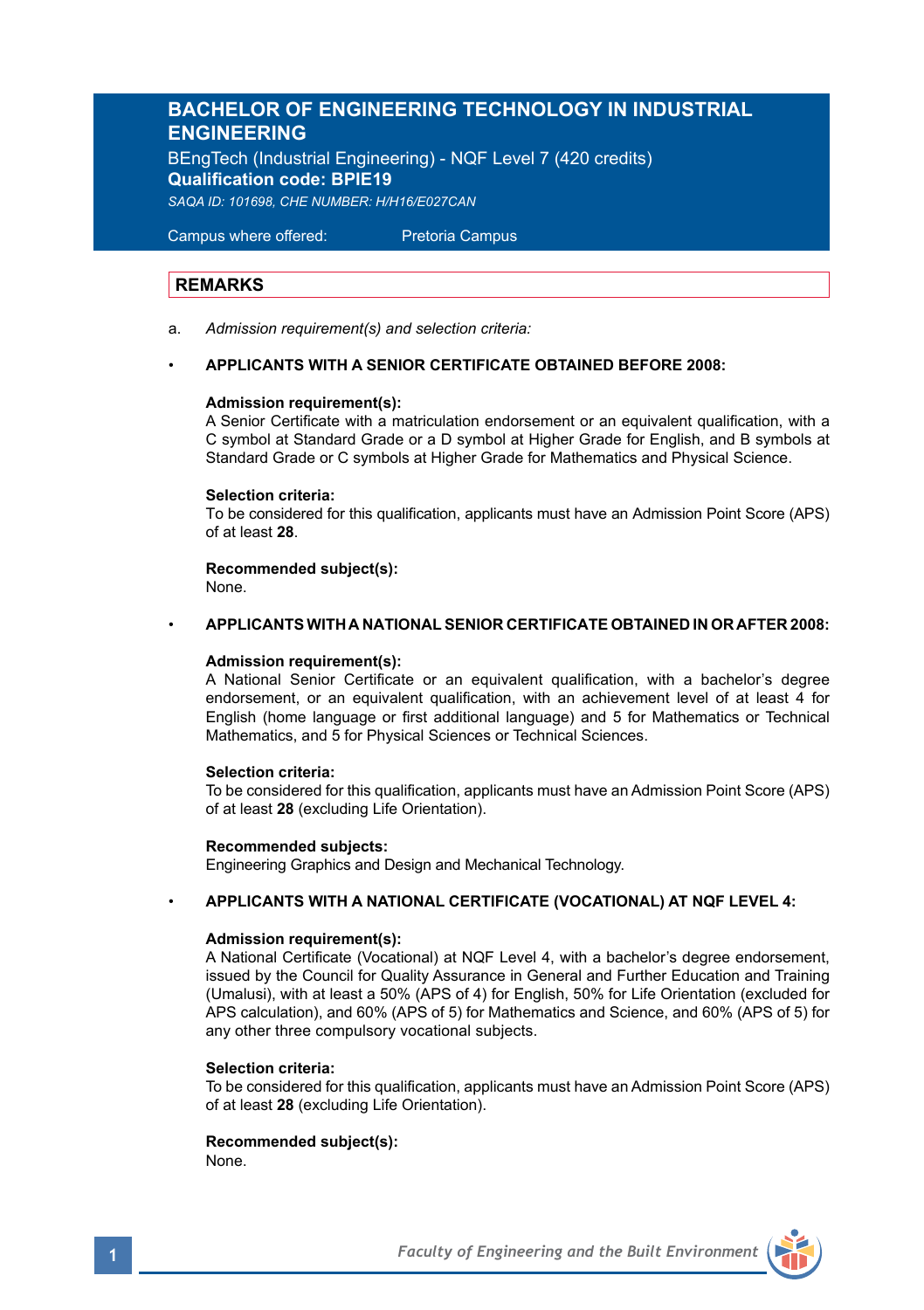# BACHELOR OF ENGINEERING TECHNOLOGY IN INDUSTRIAL ENGINEERING

BEngTech (Industrial Engineering) - NQF Level 7 (420 credits)
**Qualification code: BPIE19**
*SAQA ID: 101698, CHE NUMBER: H/H16/E027CAN*

Campus where offered: Pretoria Campus

## REMARKS

a. *Admission requirement(s) and selection criteria:*

- **APPLICANTS WITH A SENIOR CERTIFICATE OBTAINED BEFORE 2008:**

  **Admission requirement(s):**
  A Senior Certificate with a matriculation endorsement or an equivalent qualification, with a C symbol at Standard Grade or a D symbol at Higher Grade for English, and B symbols at Standard Grade or C symbols at Higher Grade for Mathematics and Physical Science.

  **Selection criteria:**
  To be considered for this qualification, applicants must have an Admission Point Score (APS) of at least **28**.

  **Recommended subject(s):**
  None.

- **APPLICANTS WITH A NATIONAL SENIOR CERTIFICATE OBTAINED IN OR AFTER 2008:**

  **Admission requirement(s):**
  A National Senior Certificate or an equivalent qualification, with a bachelor's degree endorsement, or an equivalent qualification, with an achievement level of at least 4 for English (home language or first additional language) and 5 for Mathematics or Technical Mathematics, and 5 for Physical Sciences or Technical Sciences.

  **Selection criteria:**
  To be considered for this qualification, applicants must have an Admission Point Score (APS) of at least **28** (excluding Life Orientation).

  **Recommended subjects:**
  Engineering Graphics and Design and Mechanical Technology.

- **APPLICANTS WITH A NATIONAL CERTIFICATE (VOCATIONAL) AT NQF LEVEL 4:**

  **Admission requirement(s):**
  A National Certificate (Vocational) at NQF Level 4, with a bachelor's degree endorsement, issued by the Council for Quality Assurance in General and Further Education and Training (Umalusi), with at least a 50% (APS of 4) for English, 50% for Life Orientation (excluded for APS calculation), and 60% (APS of 5) for Mathematics and Science, and 60% (APS of 5) for any other three compulsory vocational subjects.

  **Selection criteria:**
  To be considered for this qualification, applicants must have an Admission Point Score (APS) of at least **28** (excluding Life Orientation).

  **Recommended subject(s):**
  None.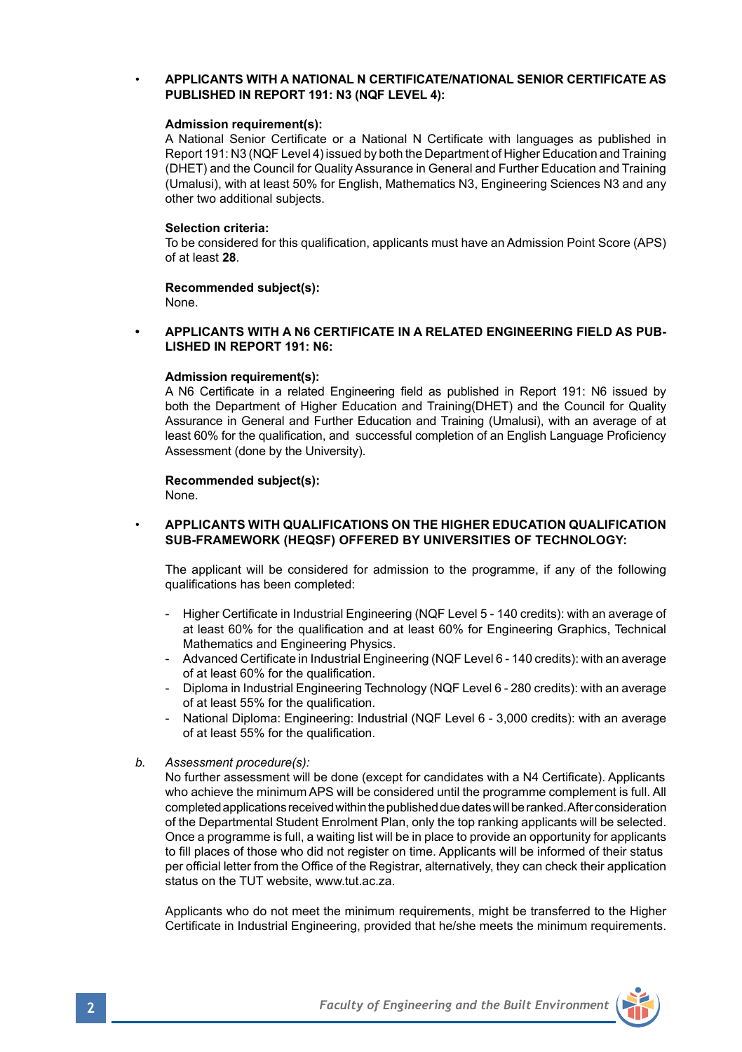- **APPLICANTS WITH A NATIONAL N CERTIFICATE/NATIONAL SENIOR CERTIFICATE AS PUBLISHED IN REPORT 191: N3 (NQF LEVEL 4):**

  **Admission requirement(s):**
  A National Senior Certificate or a National N Certificate with languages as published in Report 191: N3 (NQF Level 4) issued by both the Department of Higher Education and Training (DHET) and the Council for Quality Assurance in General and Further Education and Training (Umalusi), with at least 50% for English, Mathematics N3, Engineering Sciences N3 and any other two additional subjects.

  **Selection criteria:**
  To be considered for this qualification, applicants must have an Admission Point Score (APS) of at least **28**.

  **Recommended subject(s):**
  None.

- **APPLICANTS WITH A N6 CERTIFICATE IN A RELATED ENGINEERING FIELD AS PUBLISHED IN REPORT 191: N6:**

  **Admission requirement(s):**
  A N6 Certificate in a related Engineering field as published in Report 191: N6 issued by both the Department of Higher Education and Training(DHET) and the Council for Quality Assurance in General and Further Education and Training (Umalusi), with an average of at least 60% for the qualification, and successful completion of an English Language Proficiency Assessment (done by the University).

  **Recommended subject(s):**
  None.

- **APPLICANTS WITH QUALIFICATIONS ON THE HIGHER EDUCATION QUALIFICATION SUB-FRAMEWORK (HEQSF) OFFERED BY UNIVERSITIES OF TECHNOLOGY:**

  The applicant will be considered for admission to the programme, if any of the following qualifications has been completed:

  - Higher Certificate in Industrial Engineering (NQF Level 5 - 140 credits): with an average of at least 60% for the qualification and at least 60% for Engineering Graphics, Technical Mathematics and Engineering Physics.
  - Advanced Certificate in Industrial Engineering (NQF Level 6 - 140 credits): with an average of at least 60% for the qualification.
  - Diploma in Industrial Engineering Technology (NQF Level 6 - 280 credits): with an average of at least 55% for the qualification.
  - National Diploma: Engineering: Industrial (NQF Level 6 - 3,000 credits): with an average of at least 55% for the qualification.

*b. Assessment procedure(s):*

No further assessment will be done (except for candidates with a N4 Certificate). Applicants who achieve the minimum APS will be considered until the programme complement is full. All completed applications received within the published due dates will be ranked. After consideration of the Departmental Student Enrolment Plan, only the top ranking applicants will be selected. Once a programme is full, a waiting list will be in place to provide an opportunity for applicants to fill places of those who did not register on time. Applicants will be informed of their status per official letter from the Office of the Registrar, alternatively, they can check their application status on the TUT website, www.tut.ac.za.

Applicants who do not meet the minimum requirements, might be transferred to the Higher Certificate in Industrial Engineering, provided that he/she meets the minimum requirements.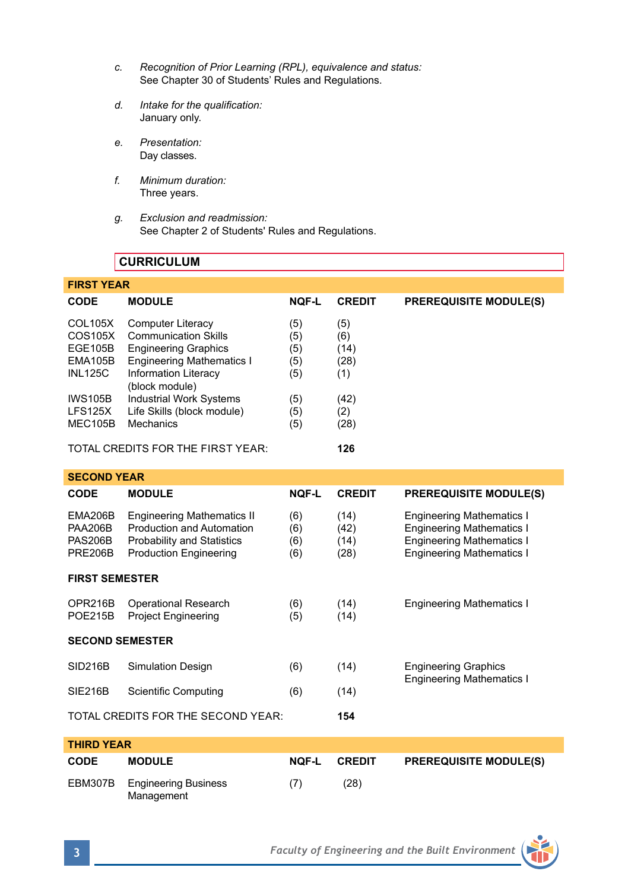c. *Recognition of Prior Learning (RPL), equivalence and status:*
See Chapter 30 of Students' Rules and Regulations.

d. *Intake for the qualification:*
January only.

e. *Presentation:*
Day classes.

f. *Minimum duration:*
Three years.

g. *Exclusion and readmission:*
See Chapter 2 of Students' Rules and Regulations.

## CURRICULUM

### FIRST YEAR

| CODE | MODULE | NQF-L | CREDIT | PREREQUISITE MODULE(S) |
|---|---|---|---|---|
| COL105X | Computer Literacy | (5) | (5) | |
| COS105X | Communication Skills | (5) | (6) | |
| EGE105B | Engineering Graphics | (5) | (14) | |
| EMA105B | Engineering Mathematics I | (5) | (28) | |
| INL125C | Information Literacy (block module) | (5) | (1) | |
| IWS105B | Industrial Work Systems | (5) | (42) | |
| LFS125X | Life Skills (block module) | (5) | (2) | |
| MEC105B | Mechanics | (5) | (28) | |

TOTAL CREDITS FOR THE FIRST YEAR: **126**

### SECOND YEAR

| CODE | MODULE | NQF-L | CREDIT | PREREQUISITE MODULE(S) |
|---|---|---|---|---|
| EMA206B | Engineering Mathematics II | (6) | (14) | Engineering Mathematics I |
| PAA206B | Production and Automation | (6) | (42) | Engineering Mathematics I |
| PAS206B | Probability and Statistics | (6) | (14) | Engineering Mathematics I |
| PRE206B | Production Engineering | (6) | (28) | Engineering Mathematics I |
| **FIRST SEMESTER** | | | | |
| OPR216B | Operational Research | (6) | (14) | Engineering Mathematics I |
| POE215B | Project Engineering | (5) | (14) | |
| **SECOND SEMESTER** | | | | |
| SID216B | Simulation Design | (6) | (14) | Engineering Graphics<br>Engineering Mathematics I |
| SIE216B | Scientific Computing | (6) | (14) | |

TOTAL CREDITS FOR THE SECOND YEAR: **154**

### THIRD YEAR

| CODE | MODULE | NQF-L | CREDIT | PREREQUISITE MODULE(S) |
|---|---|---|---|---|
| EBM307B | Engineering Business Management | (7) | (28) | |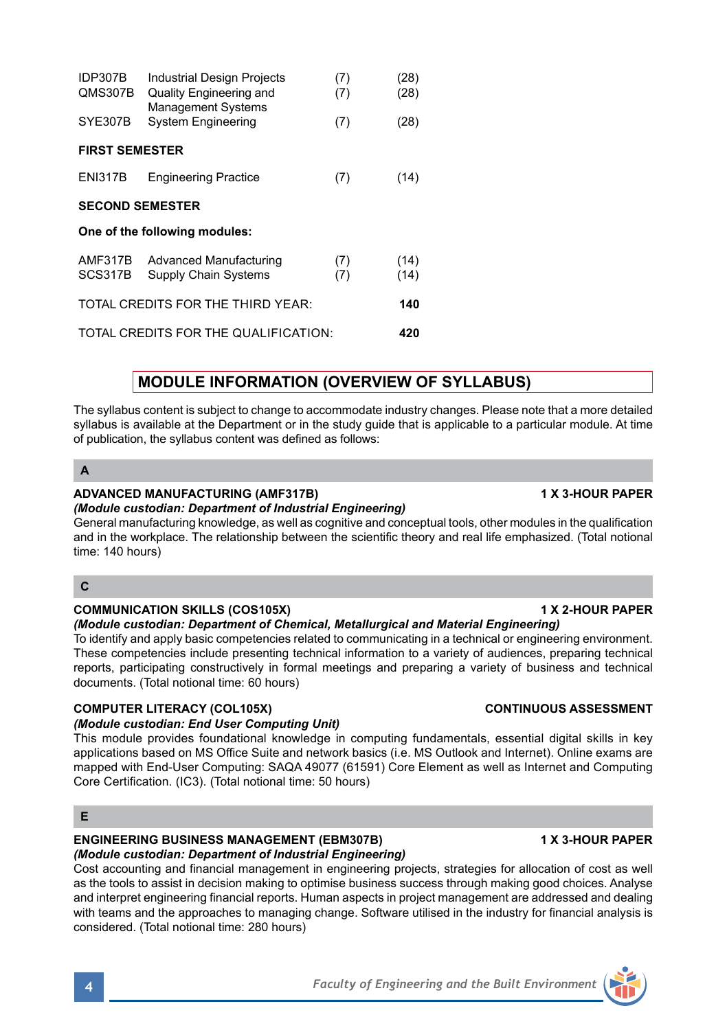| | | | |
|---|---|---|---|
| IDP307B | Industrial Design Projects | (7) | (28) |
| QMS307B | Quality Engineering and Management Systems | (7) | (28) |
| SYE307B | System Engineering | (7) | (28) |

**FIRST SEMESTER**

| | | | |
|---|---|---|---|
| ENI317B | Engineering Practice | (7) | (14) |

**SECOND SEMESTER**

**One of the following modules:**

| | | | |
|---|---|---|---|
| AMF317B | Advanced Manufacturing | (7) | (14) |
| SCS317B | Supply Chain Systems | (7) | (14) |

TOTAL CREDITS FOR THE THIRD YEAR: **140**

TOTAL CREDITS FOR THE QUALIFICATION: **420**

## MODULE INFORMATION (OVERVIEW OF SYLLABUS)

The syllabus content is subject to change to accommodate industry changes. Please note that a more detailed syllabus is available at the Department or in the study guide that is applicable to a particular module. At time of publication, the syllabus content was defined as follows:

### A

**ADVANCED MANUFACTURING (AMF317B)** **1 X 3-HOUR PAPER**
***(Module custodian: Department of Industrial Engineering)***
General manufacturing knowledge, as well as cognitive and conceptual tools, other modules in the qualification and in the workplace. The relationship between the scientific theory and real life emphasized. (Total notional time: 140 hours)

### C

**COMMUNICATION SKILLS (COS105X)** **1 X 2-HOUR PAPER**
***(Module custodian: Department of Chemical, Metallurgical and Material Engineering)***
To identify and apply basic competencies related to communicating in a technical or engineering environment. These competencies include presenting technical information to a variety of audiences, preparing technical reports, participating constructively in formal meetings and preparing a variety of business and technical documents. (Total notional time: 60 hours)

**COMPUTER LITERACY (COL105X)** **CONTINUOUS ASSESSMENT**
***(Module custodian: End User Computing Unit)***
This module provides foundational knowledge in computing fundamentals, essential digital skills in key applications based on MS Office Suite and network basics (i.e. MS Outlook and Internet). Online exams are mapped with End-User Computing: SAQA 49077 (61591) Core Element as well as Internet and Computing Core Certification. (IC3). (Total notional time: 50 hours)

### E

**ENGINEERING BUSINESS MANAGEMENT (EBM307B)** **1 X 3-HOUR PAPER**
***(Module custodian: Department of Industrial Engineering)***
Cost accounting and financial management in engineering projects, strategies for allocation of cost as well as the tools to assist in decision making to optimise business success through making good choices. Analyse and interpret engineering financial reports. Human aspects in project management are addressed and dealing with teams and the approaches to managing change. Software utilised in the industry for financial analysis is considered. (Total notional time: 280 hours)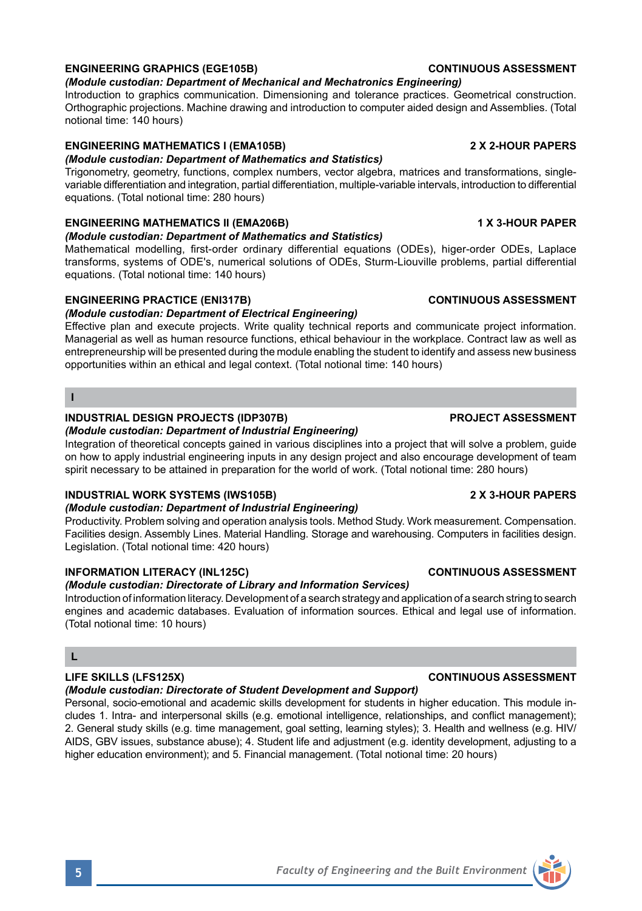**ENGINEERING GRAPHICS (EGE105B)** **CONTINUOUS ASSESSMENT**

***(Module custodian: Department of Mechanical and Mechatronics Engineering)***

Introduction to graphics communication. Dimensioning and tolerance practices. Geometrical construction. Orthographic projections. Machine drawing and introduction to computer aided design and Assemblies. (Total notional time: 140 hours)

**ENGINEERING MATHEMATICS I (EMA105B)** **2 X 2-HOUR PAPERS**

***(Module custodian: Department of Mathematics and Statistics)***

Trigonometry, geometry, functions, complex numbers, vector algebra, matrices and transformations, single-variable differentiation and integration, partial differentiation, multiple-variable intervals, introduction to differential equations. (Total notional time: 280 hours)

**ENGINEERING MATHEMATICS II (EMA206B)** **1 X 3-HOUR PAPER**

***(Module custodian: Department of Mathematics and Statistics)***

Mathematical modelling, first-order ordinary differential equations (ODEs), higer-order ODEs, Laplace transforms, systems of ODE's, numerical solutions of ODEs, Sturm-Liouville problems, partial differential equations. (Total notional time: 140 hours)

**ENGINEERING PRACTICE (ENI317B)** **CONTINUOUS ASSESSMENT**

***(Module custodian: Department of Electrical Engineering)***

Effective plan and execute projects. Write quality technical reports and communicate project information. Managerial as well as human resource functions, ethical behaviour in the workplace. Contract law as well as entrepreneurship will be presented during the module enabling the student to identify and assess new business opportunities within an ethical and legal context. (Total notional time: 140 hours)

## I

**INDUSTRIAL DESIGN PROJECTS (IDP307B)** **PROJECT ASSESSMENT**

***(Module custodian: Department of Industrial Engineering)***

Integration of theoretical concepts gained in various disciplines into a project that will solve a problem, guide on how to apply industrial engineering inputs in any design project and also encourage development of team spirit necessary to be attained in preparation for the world of work. (Total notional time: 280 hours)

**INDUSTRIAL WORK SYSTEMS (IWS105B)** **2 X 3-HOUR PAPERS**

***(Module custodian: Department of Industrial Engineering)***

Productivity. Problem solving and operation analysis tools. Method Study. Work measurement. Compensation. Facilities design. Assembly Lines. Material Handling. Storage and warehousing. Computers in facilities design. Legislation. (Total notional time: 420 hours)

**INFORMATION LITERACY (INL125C)** **CONTINUOUS ASSESSMENT**

***(Module custodian: Directorate of Library and Information Services)***

Introduction of information literacy. Development of a search strategy and application of a search string to search engines and academic databases. Evaluation of information sources. Ethical and legal use of information. (Total notional time: 10 hours)

## L

**LIFE SKILLS (LFS125X)** **CONTINUOUS ASSESSMENT**

***(Module custodian: Directorate of Student Development and Support)***

Personal, socio-emotional and academic skills development for students in higher education. This module includes 1. Intra- and interpersonal skills (e.g. emotional intelligence, relationships, and conflict management); 2. General study skills (e.g. time management, goal setting, learning styles); 3. Health and wellness (e.g. HIV/AIDS, GBV issues, substance abuse); 4. Student life and adjustment (e.g. identity development, adjusting to a higher education environment); and 5. Financial management. (Total notional time: 20 hours)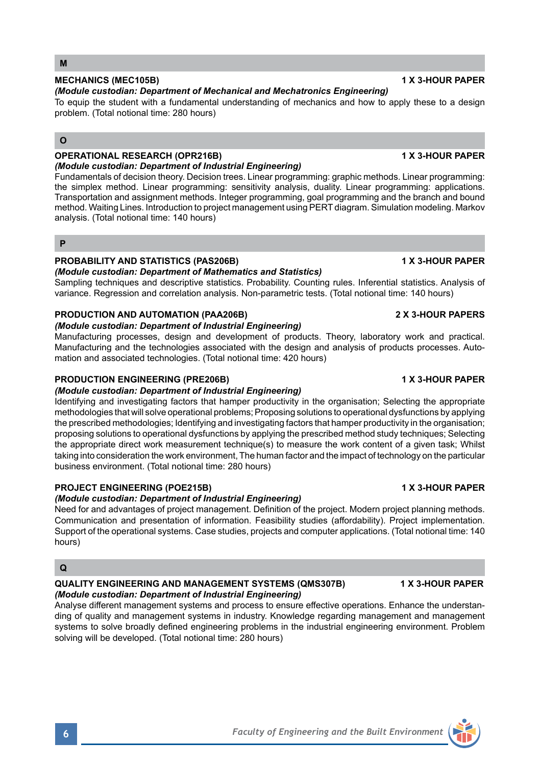## M

### MECHANICS (MEC105B) — 1 X 3-HOUR PAPER

***(Module custodian: Department of Mechanical and Mechatronics Engineering)***

To equip the student with a fundamental understanding of mechanics and how to apply these to a design problem. (Total notional time: 280 hours)

## O

### OPERATIONAL RESEARCH (OPR216B) — 1 X 3-HOUR PAPER

***(Module custodian: Department of Industrial Engineering)***

Fundamentals of decision theory. Decision trees. Linear programming: graphic methods. Linear programming: the simplex method. Linear programming: sensitivity analysis, duality. Linear programming: applications. Transportation and assignment methods. Integer programming, goal programming and the branch and bound method. Waiting Lines. Introduction to project management using PERT diagram. Simulation modeling. Markov analysis. (Total notional time: 140 hours)

## P

### PROBABILITY AND STATISTICS (PAS206B) — 1 X 3-HOUR PAPER

***(Module custodian: Department of Mathematics and Statistics)***

Sampling techniques and descriptive statistics. Probability. Counting rules. Inferential statistics. Analysis of variance. Regression and correlation analysis. Non-parametric tests. (Total notional time: 140 hours)

### PRODUCTION AND AUTOMATION (PAA206B) — 2 X 3-HOUR PAPERS

***(Module custodian: Department of Industrial Engineering)***

Manufacturing processes, design and development of products. Theory, laboratory work and practical. Manufacturing and the technologies associated with the design and analysis of products processes. Automation and associated technologies. (Total notional time: 420 hours)

### PRODUCTION ENGINEERING (PRE206B) — 1 X 3-HOUR PAPER

***(Module custodian: Department of Industrial Engineering)***

Identifying and investigating factors that hamper productivity in the organisation; Selecting the appropriate methodologies that will solve operational problems; Proposing solutions to operational dysfunctions by applying the prescribed methodologies; Identifying and investigating factors that hamper productivity in the organisation; proposing solutions to operational dysfunctions by applying the prescribed method study techniques; Selecting the appropriate direct work measurement technique(s) to measure the work content of a given task; Whilst taking into consideration the work environment, The human factor and the impact of technology on the particular business environment. (Total notional time: 280 hours)

### PROJECT ENGINEERING (POE215B) — 1 X 3-HOUR PAPER

***(Module custodian: Department of Industrial Engineering)***

Need for and advantages of project management. Definition of the project. Modern project planning methods. Communication and presentation of information. Feasibility studies (affordability). Project implementation. Support of the operational systems. Case studies, projects and computer applications. (Total notional time: 140 hours)

## Q

### QUALITY ENGINEERING AND MANAGEMENT SYSTEMS (QMS307B) — 1 X 3-HOUR PAPER

***(Module custodian: Department of Industrial Engineering)***

Analyse different management systems and process to ensure effective operations. Enhance the understanding of quality and management systems in industry. Knowledge regarding management and management systems to solve broadly defined engineering problems in the industrial engineering environment. Problem solving will be developed. (Total notional time: 280 hours)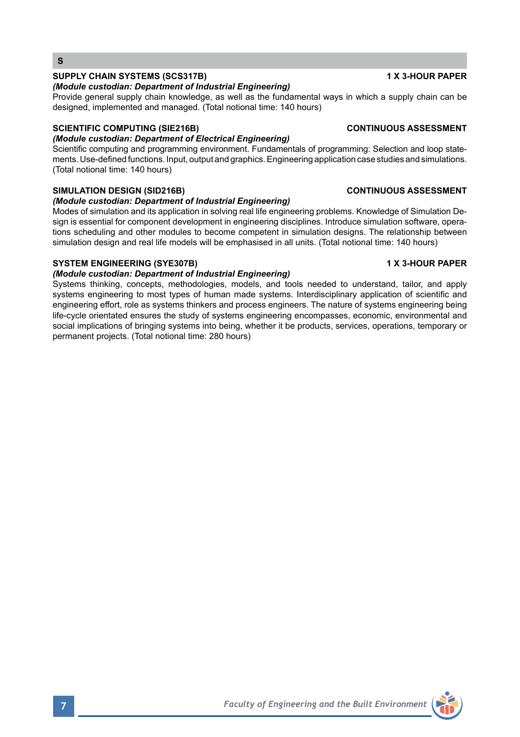## S

**SUPPLY CHAIN SYSTEMS (SCS317B)** **1 X 3-HOUR PAPER**

***(Module custodian: Department of Industrial Engineering)***

Provide general supply chain knowledge, as well as the fundamental ways in which a supply chain can be designed, implemented and managed. (Total notional time: 140 hours)

**SCIENTIFIC COMPUTING (SIE216B)** **CONTINUOUS ASSESSMENT**

***(Module custodian: Department of Electrical Engineering)***

Scientific computing and programming environment. Fundamentals of programming: Selection and loop statements. Use-defined functions. Input, output and graphics. Engineering application case studies and simulations. (Total notional time: 140 hours)

**SIMULATION DESIGN (SID216B)** **CONTINUOUS ASSESSMENT**

***(Module custodian: Department of Industrial Engineering)***

Modes of simulation and its application in solving real life engineering problems. Knowledge of Simulation Design is essential for component development in engineering disciplines. Introduce simulation software, operations scheduling and other modules to become competent in simulation designs. The relationship between simulation design and real life models will be emphasised in all units. (Total notional time: 140 hours)

**SYSTEM ENGINEERING (SYE307B)** **1 X 3-HOUR PAPER**

***(Module custodian: Department of Industrial Engineering)***

Systems thinking, concepts, methodologies, models, and tools needed to understand, tailor, and apply systems engineering to most types of human made systems. Interdisciplinary application of scientific and engineering effort, role as systems thinkers and process engineers. The nature of systems engineering being life-cycle orientated ensures the study of systems engineering encompasses, economic, environmental and social implications of bringing systems into being, whether it be products, services, operations, temporary or permanent projects. (Total notional time: 280 hours)